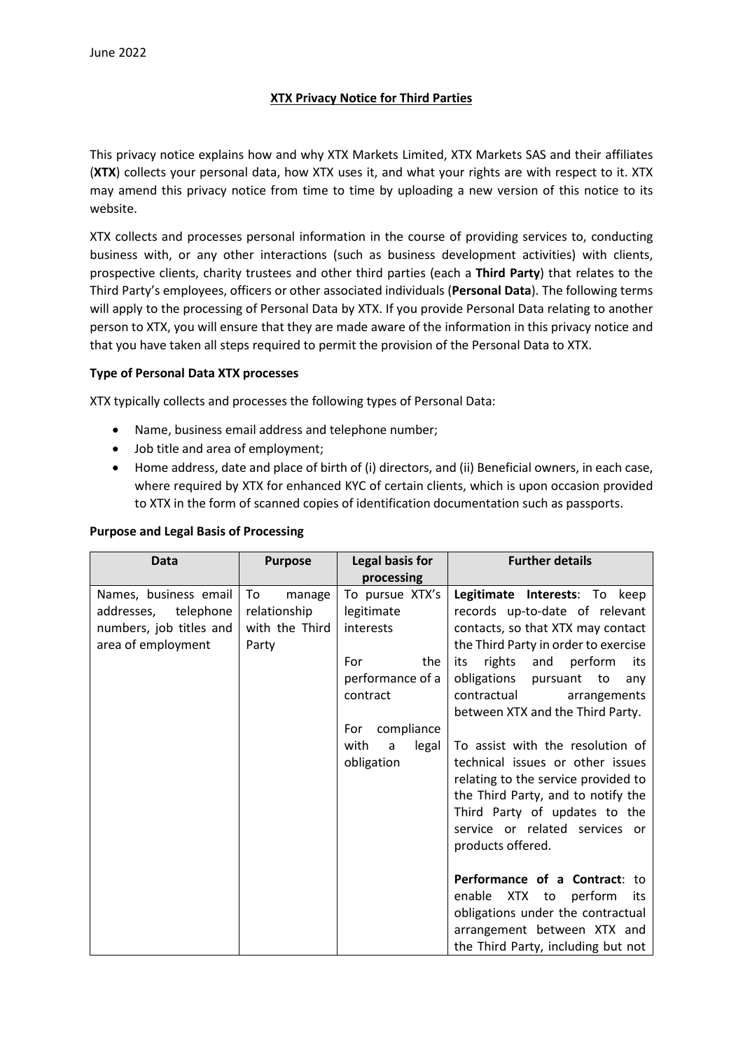June 2022

# XTX Privacy Notice for Third Parties

This privacy notice explains how and why XTX Markets Limited, XTX Markets SAS and their affiliates (**XTX**) collects your personal data, how XTX uses it, and what your rights are with respect to it. XTX may amend this privacy notice from time to time by uploading a new version of this notice to its website.

XTX collects and processes personal information in the course of providing services to, conducting business with, or any other interactions (such as business development activities) with clients, prospective clients, charity trustees and other third parties (each a **Third Party**) that relates to the Third Party's employees, officers or other associated individuals (**Personal Data**). The following terms will apply to the processing of Personal Data by XTX. If you provide Personal Data relating to another person to XTX, you will ensure that they are made aware of the information in this privacy notice and that you have taken all steps required to permit the provision of the Personal Data to XTX.

## Type of Personal Data XTX processes

XTX typically collects and processes the following types of Personal Data:

- Name, business email address and telephone number;
- Job title and area of employment;
- Home address, date and place of birth of (i) directors, and (ii) Beneficial owners, in each case, where required by XTX for enhanced KYC of certain clients, which is upon occasion provided to XTX in the form of scanned copies of identification documentation such as passports.

## Purpose and Legal Basis of Processing

| Data | Purpose | Legal basis for processing | Further details |
|---|---|---|---|
| Names, business email addresses, telephone numbers, job titles and area of employment | To manage relationship with the Third Party | To pursue XTX's legitimate interests<br><br>For the performance of a contract<br><br>For compliance with a legal obligation | **Legitimate Interests**: To keep records up-to-date of relevant contacts, so that XTX may contact the Third Party in order to exercise its rights and perform its obligations pursuant to any contractual arrangements between XTX and the Third Party.<br><br>To assist with the resolution of technical issues or other issues relating to the service provided to the Third Party, and to notify the Third Party of updates to the service or related services or products offered.<br><br>**Performance of a Contract**: to enable XTX to perform its obligations under the contractual arrangement between XTX and the Third Party, including but not |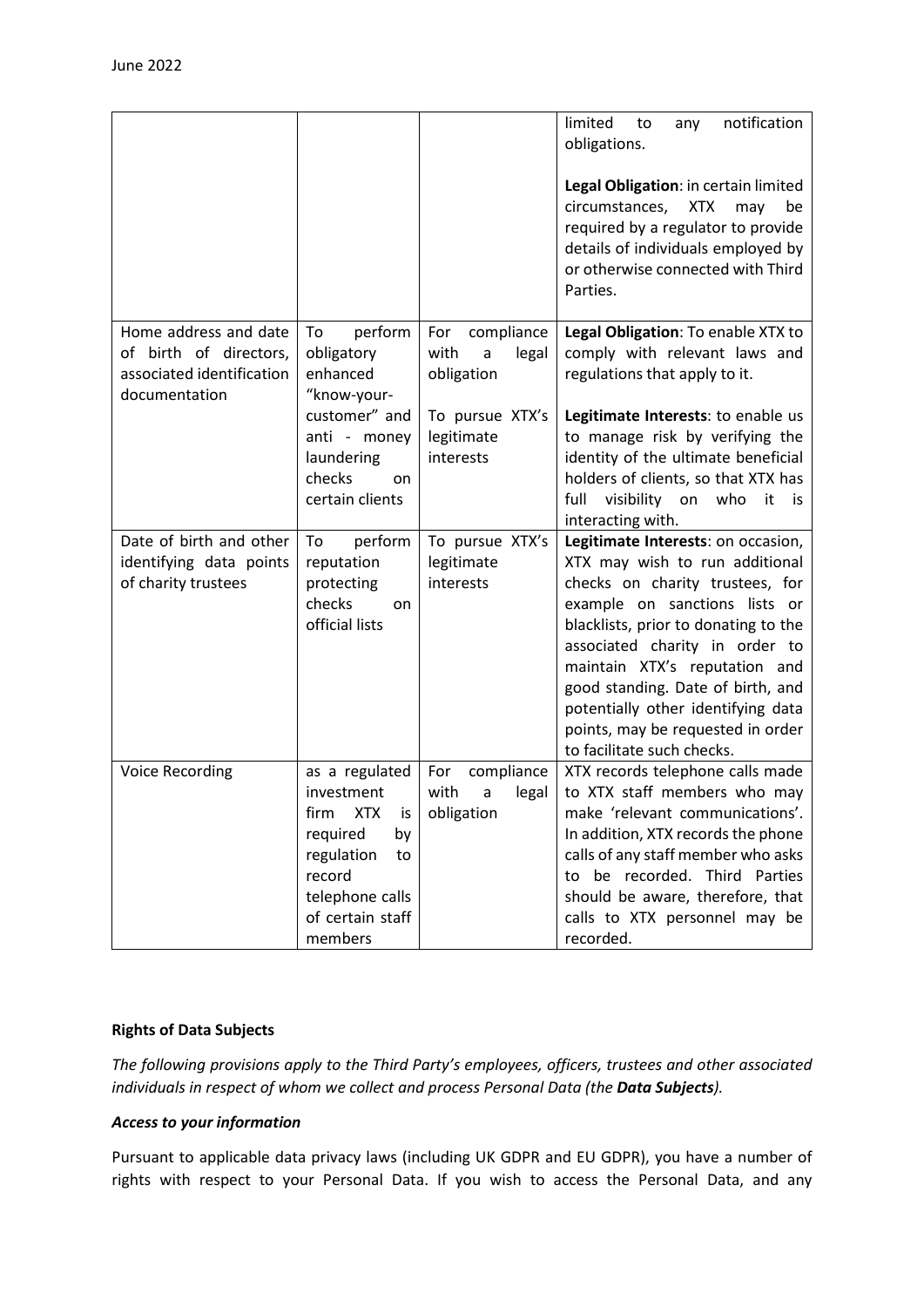| | | | |
|---|---|---|---|
| | | | limited to any notification obligations.<br><br>**Legal Obligation**: in certain limited circumstances, XTX may be required by a regulator to provide details of individuals employed by or otherwise connected with Third Parties. |
| Home address and date of birth of directors, associated identification documentation | To perform obligatory enhanced "know-your-customer" and anti - money laundering checks on certain clients | For compliance with a legal obligation<br><br>To pursue XTX's legitimate interests | **Legal Obligation**: To enable XTX to comply with relevant laws and regulations that apply to it.<br><br>**Legitimate Interests**: to enable us to manage risk by verifying the identity of the ultimate beneficial holders of clients, so that XTX has full visibility on who it is interacting with. |
| Date of birth and other identifying data points of charity trustees | To perform reputation protecting checks on official lists | To pursue XTX's legitimate interests | **Legitimate Interests**: on occasion, XTX may wish to run additional checks on charity trustees, for example on sanctions lists or blacklists, prior to donating to the associated charity in order to maintain XTX's reputation and good standing. Date of birth, and potentially other identifying data points, may be requested in order to facilitate such checks. |
| Voice Recording | as a regulated investment firm XTX is required by regulation to record telephone calls of certain staff members | For compliance with a legal obligation | XTX records telephone calls made to XTX staff members who may make 'relevant communications'. In addition, XTX records the phone calls of any staff member who asks to be recorded. Third Parties should be aware, therefore, that calls to XTX personnel may be recorded. |

**Rights of Data Subjects**

*The following provisions apply to the Third Party's employees, officers, trustees and other associated individuals in respect of whom we collect and process Personal Data (the **Data Subjects**).*

***Access to your information***

Pursuant to applicable data privacy laws (including UK GDPR and EU GDPR), you have a number of rights with respect to your Personal Data. If you wish to access the Personal Data, and any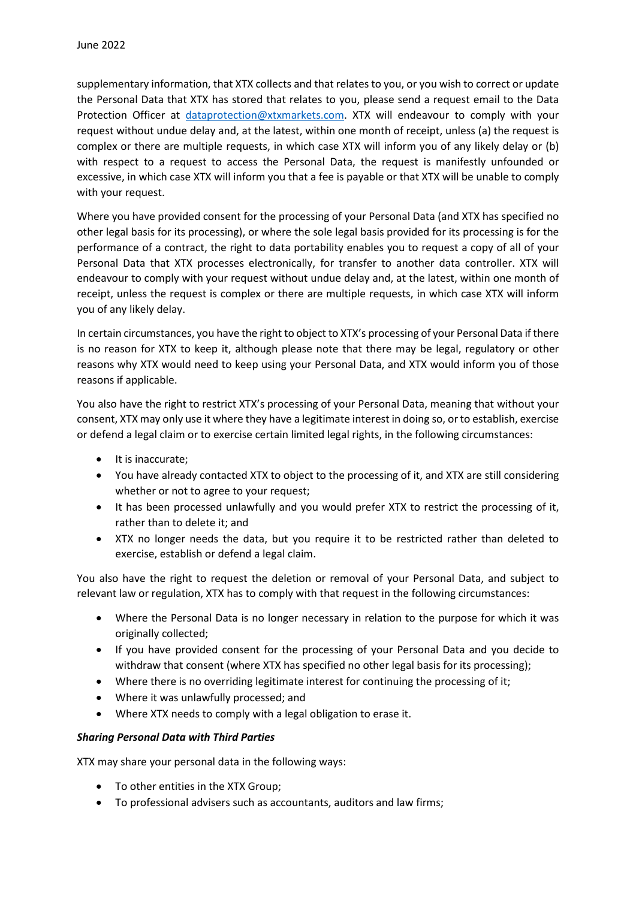supplementary information, that XTX collects and that relates to you, or you wish to correct or update the Personal Data that XTX has stored that relates to you, please send a request email to the Data Protection Officer at dataprotection@xtxmarkets.com. XTX will endeavour to comply with your request without undue delay and, at the latest, within one month of receipt, unless (a) the request is complex or there are multiple requests, in which case XTX will inform you of any likely delay or (b) with respect to a request to access the Personal Data, the request is manifestly unfounded or excessive, in which case XTX will inform you that a fee is payable or that XTX will be unable to comply with your request.

Where you have provided consent for the processing of your Personal Data (and XTX has specified no other legal basis for its processing), or where the sole legal basis provided for its processing is for the performance of a contract, the right to data portability enables you to request a copy of all of your Personal Data that XTX processes electronically, for transfer to another data controller. XTX will endeavour to comply with your request without undue delay and, at the latest, within one month of receipt, unless the request is complex or there are multiple requests, in which case XTX will inform you of any likely delay.

In certain circumstances, you have the right to object to XTX's processing of your Personal Data if there is no reason for XTX to keep it, although please note that there may be legal, regulatory or other reasons why XTX would need to keep using your Personal Data, and XTX would inform you of those reasons if applicable.

You also have the right to restrict XTX's processing of your Personal Data, meaning that without your consent, XTX may only use it where they have a legitimate interest in doing so, or to establish, exercise or defend a legal claim or to exercise certain limited legal rights, in the following circumstances:

- It is inaccurate;
- You have already contacted XTX to object to the processing of it, and XTX are still considering whether or not to agree to your request;
- It has been processed unlawfully and you would prefer XTX to restrict the processing of it, rather than to delete it; and
- XTX no longer needs the data, but you require it to be restricted rather than deleted to exercise, establish or defend a legal claim.

You also have the right to request the deletion or removal of your Personal Data, and subject to relevant law or regulation, XTX has to comply with that request in the following circumstances:

- Where the Personal Data is no longer necessary in relation to the purpose for which it was originally collected;
- If you have provided consent for the processing of your Personal Data and you decide to withdraw that consent (where XTX has specified no other legal basis for its processing);
- Where there is no overriding legitimate interest for continuing the processing of it;
- Where it was unlawfully processed; and
- Where XTX needs to comply with a legal obligation to erase it.

***Sharing Personal Data with Third Parties***

XTX may share your personal data in the following ways:

- To other entities in the XTX Group;
- To professional advisers such as accountants, auditors and law firms;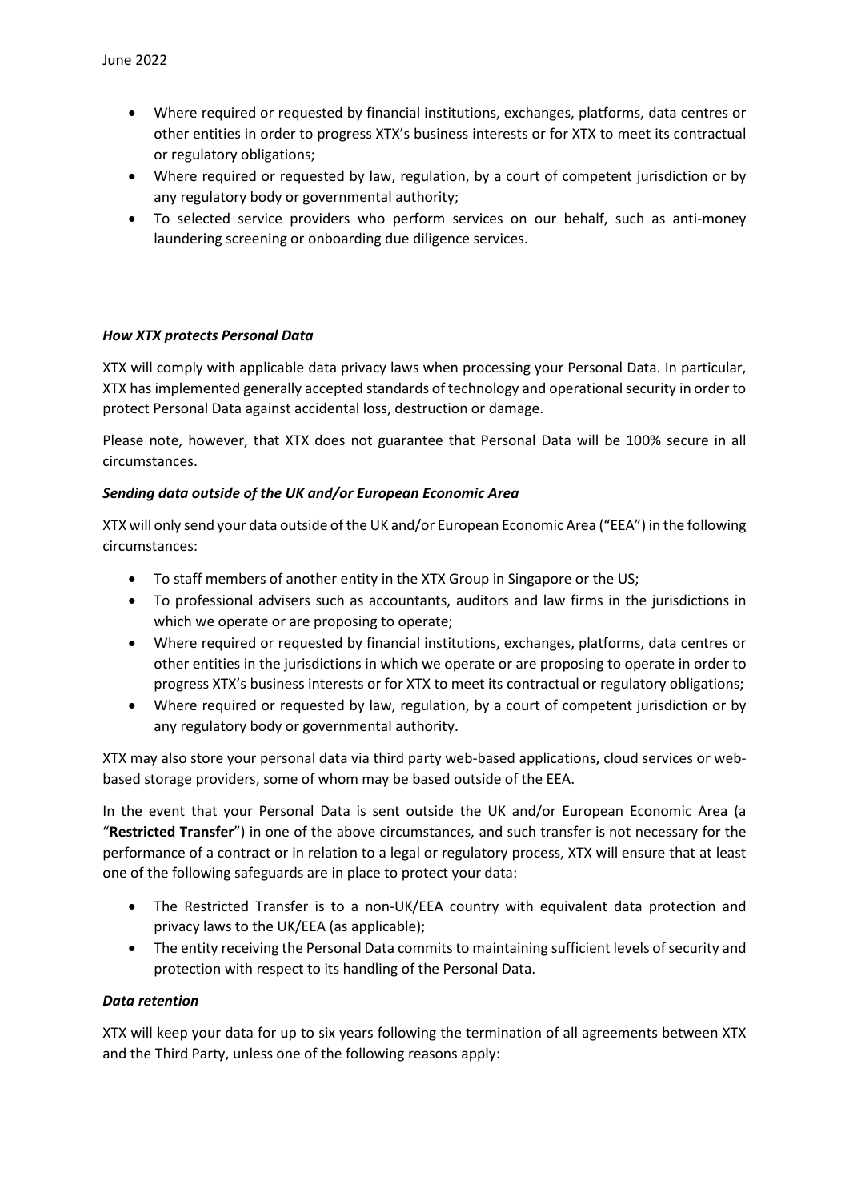- Where required or requested by financial institutions, exchanges, platforms, data centres or other entities in order to progress XTX's business interests or for XTX to meet its contractual or regulatory obligations;
- Where required or requested by law, regulation, by a court of competent jurisdiction or by any regulatory body or governmental authority;
- To selected service providers who perform services on our behalf, such as anti-money laundering screening or onboarding due diligence services.

***How XTX protects Personal Data***

XTX will comply with applicable data privacy laws when processing your Personal Data. In particular, XTX has implemented generally accepted standards of technology and operational security in order to protect Personal Data against accidental loss, destruction or damage.

Please note, however, that XTX does not guarantee that Personal Data will be 100% secure in all circumstances.

***Sending data outside of the UK and/or European Economic Area***

XTX will only send your data outside of the UK and/or European Economic Area ("EEA") in the following circumstances:

- To staff members of another entity in the XTX Group in Singapore or the US;
- To professional advisers such as accountants, auditors and law firms in the jurisdictions in which we operate or are proposing to operate;
- Where required or requested by financial institutions, exchanges, platforms, data centres or other entities in the jurisdictions in which we operate or are proposing to operate in order to progress XTX's business interests or for XTX to meet its contractual or regulatory obligations;
- Where required or requested by law, regulation, by a court of competent jurisdiction or by any regulatory body or governmental authority.

XTX may also store your personal data via third party web-based applications, cloud services or web-based storage providers, some of whom may be based outside of the EEA.

In the event that your Personal Data is sent outside the UK and/or European Economic Area (a "**Restricted Transfer**") in one of the above circumstances, and such transfer is not necessary for the performance of a contract or in relation to a legal or regulatory process, XTX will ensure that at least one of the following safeguards are in place to protect your data:

- The Restricted Transfer is to a non-UK/EEA country with equivalent data protection and privacy laws to the UK/EEA (as applicable);
- The entity receiving the Personal Data commits to maintaining sufficient levels of security and protection with respect to its handling of the Personal Data.

***Data retention***

XTX will keep your data for up to six years following the termination of all agreements between XTX and the Third Party, unless one of the following reasons apply: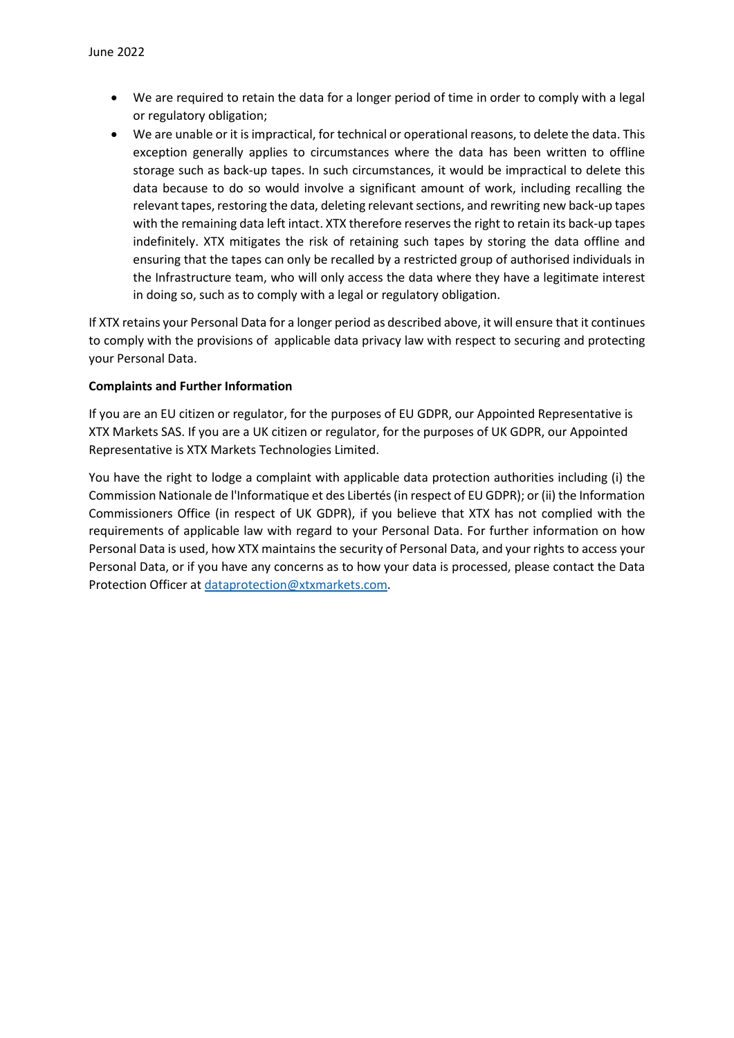- We are required to retain the data for a longer period of time in order to comply with a legal or regulatory obligation;
- We are unable or it is impractical, for technical or operational reasons, to delete the data. This exception generally applies to circumstances where the data has been written to offline storage such as back-up tapes. In such circumstances, it would be impractical to delete this data because to do so would involve a significant amount of work, including recalling the relevant tapes, restoring the data, deleting relevant sections, and rewriting new back-up tapes with the remaining data left intact. XTX therefore reserves the right to retain its back-up tapes indefinitely. XTX mitigates the risk of retaining such tapes by storing the data offline and ensuring that the tapes can only be recalled by a restricted group of authorised individuals in the Infrastructure team, who will only access the data where they have a legitimate interest in doing so, such as to comply with a legal or regulatory obligation.

If XTX retains your Personal Data for a longer period as described above, it will ensure that it continues to comply with the provisions of applicable data privacy law with respect to securing and protecting your Personal Data.

**Complaints and Further Information**

If you are an EU citizen or regulator, for the purposes of EU GDPR, our Appointed Representative is XTX Markets SAS. If you are a UK citizen or regulator, for the purposes of UK GDPR, our Appointed Representative is XTX Markets Technologies Limited.

You have the right to lodge a complaint with applicable data protection authorities including (i) the Commission Nationale de l'Informatique et des Libertés (in respect of EU GDPR); or (ii) the Information Commissioners Office (in respect of UK GDPR), if you believe that XTX has not complied with the requirements of applicable law with regard to your Personal Data. For further information on how Personal Data is used, how XTX maintains the security of Personal Data, and your rights to access your Personal Data, or if you have any concerns as to how your data is processed, please contact the Data Protection Officer at dataprotection@xtxmarkets.com.